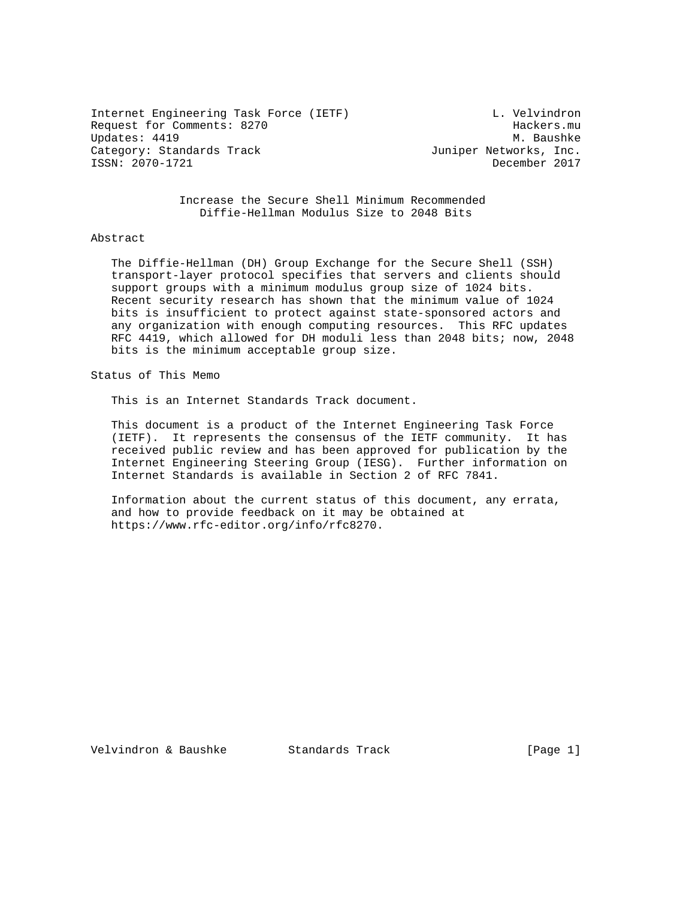Internet Engineering Task Force (IETF) — L. Velvindron, Hackers.mu
Request for Comments: 8270 — M. Baushke, Juniper Networks, Inc.
Updates: 4419
Category: Standards Track
ISSN: 2070-1721
December 2017

# Increase the Secure Shell Minimum Recommended Diffie-Hellman Modulus Size to 2048 Bits

## Abstract

The Diffie-Hellman (DH) Group Exchange for the Secure Shell (SSH) transport-layer protocol specifies that servers and clients should support groups with a minimum modulus group size of 1024 bits. Recent security research has shown that the minimum value of 1024 bits is insufficient to protect against state-sponsored actors and any organization with enough computing resources. This RFC updates RFC 4419, which allowed for DH moduli less than 2048 bits; now, 2048 bits is the minimum acceptable group size.

## Status of This Memo

This is an Internet Standards Track document.

This document is a product of the Internet Engineering Task Force (IETF). It represents the consensus of the IETF community. It has received public review and has been approved for publication by the Internet Engineering Steering Group (IESG). Further information on Internet Standards is available in Section 2 of RFC 7841.

Information about the current status of this document, any errata, and how to provide feedback on it may be obtained at https://www.rfc-editor.org/info/rfc8270.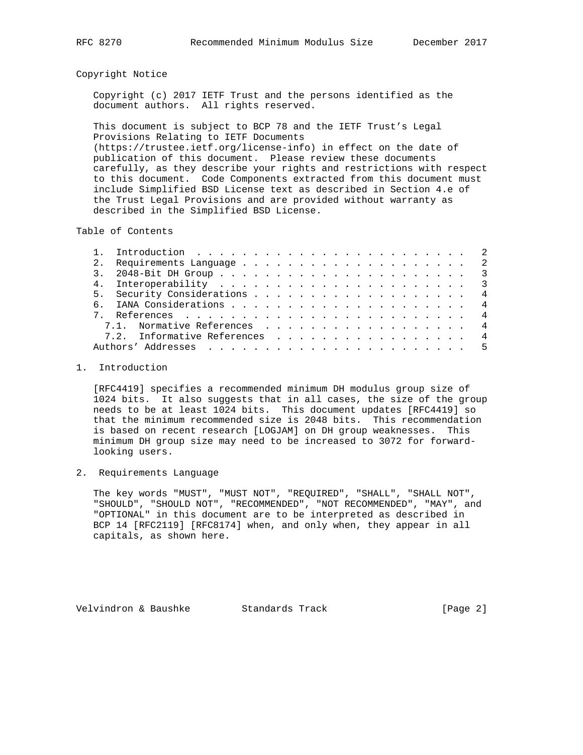## Copyright Notice

Copyright (c) 2017 IETF Trust and the persons identified as the document authors. All rights reserved.

This document is subject to BCP 78 and the IETF Trust's Legal Provisions Relating to IETF Documents (https://trustee.ietf.org/license-info) in effect on the date of publication of this document. Please review these documents carefully, as they describe your rights and restrictions with respect to this document. Code Components extracted from this document must include Simplified BSD License text as described in Section 4.e of the Trust Legal Provisions and are provided without warranty as described in the Simplified BSD License.

## Table of Contents

```
   1.  Introduction  . . . . . . . . . . . . . . . . . . . . . . . .   2
   2.  Requirements Language . . . . . . . . . . . . . . . . . . . .   2
   3.  2048-Bit DH Group . . . . . . . . . . . . . . . . . . . . . .   3
   4.  Interoperability  . . . . . . . . . . . . . . . . . . . . . .   3
   5.  Security Considerations . . . . . . . . . . . . . . . . . . .   4
   6.  IANA Considerations . . . . . . . . . . . . . . . . . . . . .   4
   7.  References  . . . . . . . . . . . . . . . . . . . . . . . . .   4
     7.1.  Normative References  . . . . . . . . . . . . . . . . . .   4
     7.2.  Informative References  . . . . . . . . . . . . . . . . .   4
   Authors' Addresses  . . . . . . . . . . . . . . . . . . . . . . .   5
```

## 1. Introduction

[RFC4419] specifies a recommended minimum DH modulus group size of 1024 bits. It also suggests that in all cases, the size of the group needs to be at least 1024 bits. This document updates [RFC4419] so that the minimum recommended size is 2048 bits. This recommendation is based on recent research [LOGJAM] on DH group weaknesses. This minimum DH group size may need to be increased to 3072 for forward-looking users.

## 2. Requirements Language

The key words "MUST", "MUST NOT", "REQUIRED", "SHALL", "SHALL NOT", "SHOULD", "SHOULD NOT", "RECOMMENDED", "NOT RECOMMENDED", "MAY", and "OPTIONAL" in this document are to be interpreted as described in BCP 14 [RFC2119] [RFC8174] when, and only when, they appear in all capitals, as shown here.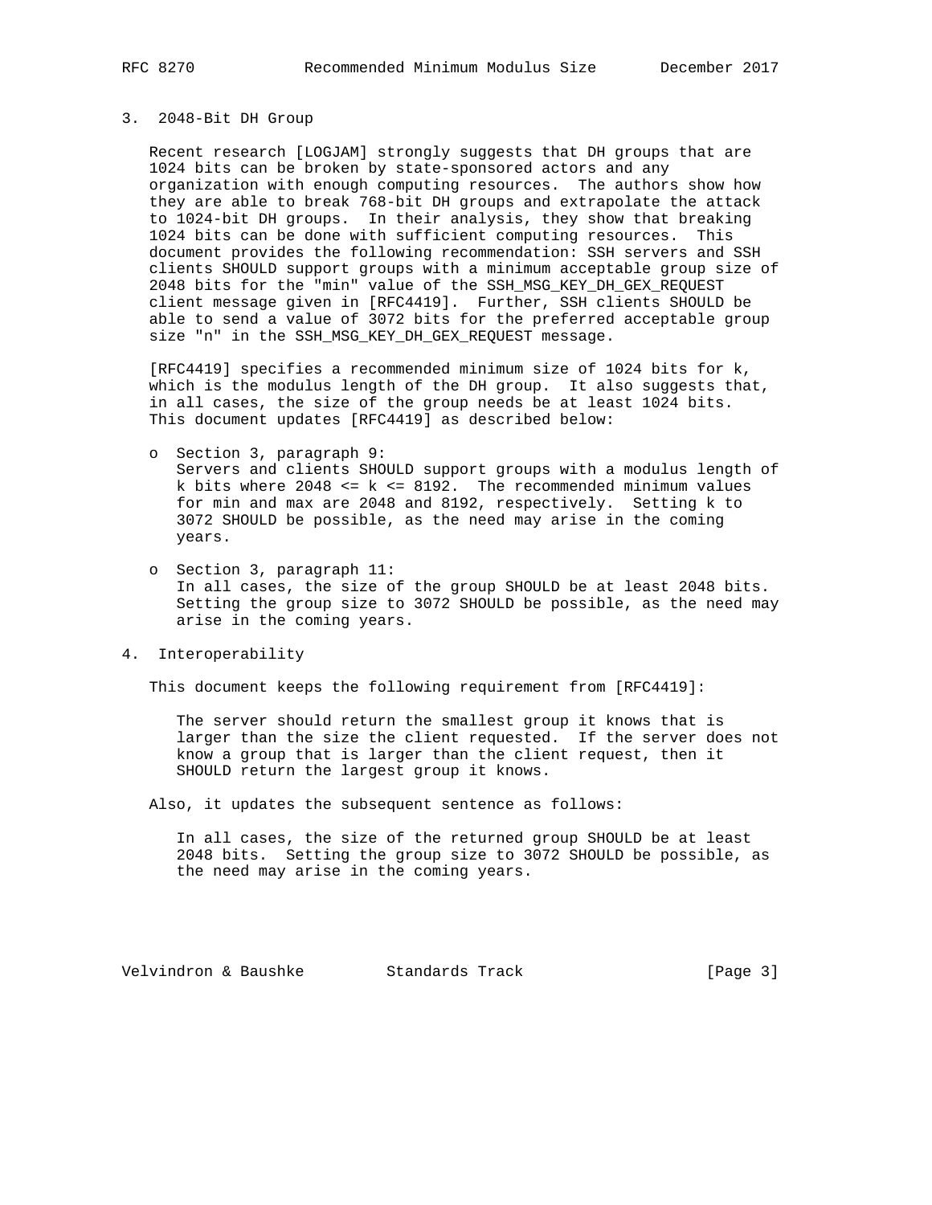## 3. 2048-Bit DH Group

Recent research [LOGJAM] strongly suggests that DH groups that are 1024 bits can be broken by state-sponsored actors and any organization with enough computing resources. The authors show how they are able to break 768-bit DH groups and extrapolate the attack to 1024-bit DH groups. In their analysis, they show that breaking 1024 bits can be done with sufficient computing resources. This document provides the following recommendation: SSH servers and SSH clients SHOULD support groups with a minimum acceptable group size of 2048 bits for the "min" value of the SSH_MSG_KEY_DH_GEX_REQUEST client message given in [RFC4419]. Further, SSH clients SHOULD be able to send a value of 3072 bits for the preferred acceptable group size "n" in the SSH_MSG_KEY_DH_GEX_REQUEST message.

[RFC4419] specifies a recommended minimum size of 1024 bits for k, which is the modulus length of the DH group. It also suggests that, in all cases, the size of the group needs be at least 1024 bits. This document updates [RFC4419] as described below:

- Section 3, paragraph 9:
  Servers and clients SHOULD support groups with a modulus length of k bits where $2048 <= k <= 8192$. The recommended minimum values for min and max are 2048 and 8192, respectively. Setting k to 3072 SHOULD be possible, as the need may arise in the coming years.

- Section 3, paragraph 11:
  In all cases, the size of the group SHOULD be at least 2048 bits. Setting the group size to 3072 SHOULD be possible, as the need may arise in the coming years.

## 4. Interoperability

This document keeps the following requirement from [RFC4419]:

> The server should return the smallest group it knows that is larger than the size the client requested. If the server does not know a group that is larger than the client request, then it SHOULD return the largest group it knows.

Also, it updates the subsequent sentence as follows:

> In all cases, the size of the returned group SHOULD be at least 2048 bits. Setting the group size to 3072 SHOULD be possible, as the need may arise in the coming years.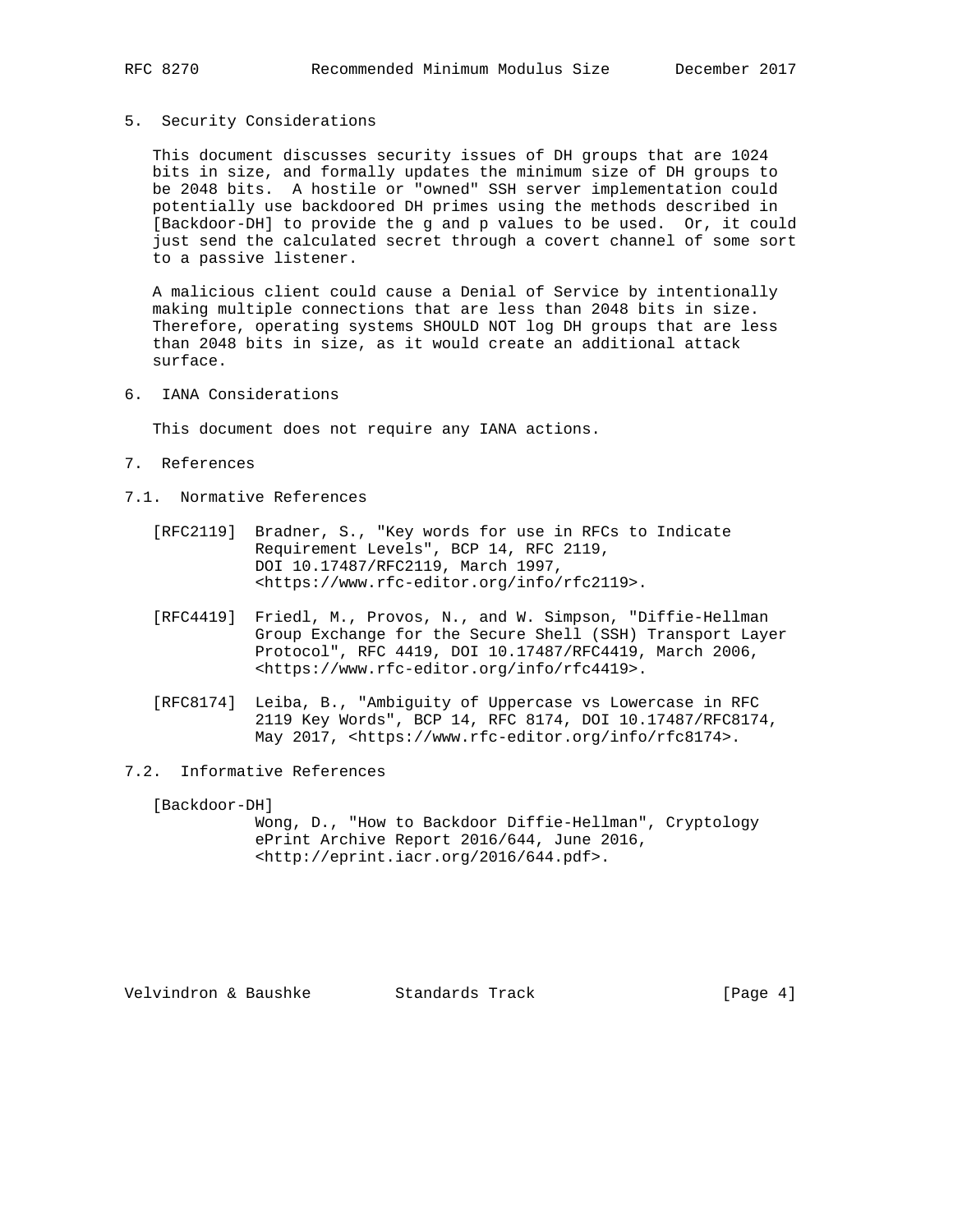## 5. Security Considerations

This document discusses security issues of DH groups that are 1024 bits in size, and formally updates the minimum size of DH groups to be 2048 bits. A hostile or "owned" SSH server implementation could potentially use backdoored DH primes using the methods described in [Backdoor-DH] to provide the g and p values to be used. Or, it could just send the calculated secret through a covert channel of some sort to a passive listener.

A malicious client could cause a Denial of Service by intentionally making multiple connections that are less than 2048 bits in size. Therefore, operating systems SHOULD NOT log DH groups that are less than 2048 bits in size, as it would create an additional attack surface.

## 6. IANA Considerations

This document does not require any IANA actions.

## 7. References

### 7.1. Normative References

[RFC2119] Bradner, S., "Key words for use in RFCs to Indicate Requirement Levels", BCP 14, RFC 2119, DOI 10.17487/RFC2119, March 1997, <https://www.rfc-editor.org/info/rfc2119>.

[RFC4419] Friedl, M., Provos, N., and W. Simpson, "Diffie-Hellman Group Exchange for the Secure Shell (SSH) Transport Layer Protocol", RFC 4419, DOI 10.17487/RFC4419, March 2006, <https://www.rfc-editor.org/info/rfc4419>.

[RFC8174] Leiba, B., "Ambiguity of Uppercase vs Lowercase in RFC 2119 Key Words", BCP 14, RFC 8174, DOI 10.17487/RFC8174, May 2017, <https://www.rfc-editor.org/info/rfc8174>.

### 7.2. Informative References

[Backdoor-DH] Wong, D., "How to Backdoor Diffie-Hellman", Cryptology ePrint Archive Report 2016/644, June 2016, <http://eprint.iacr.org/2016/644.pdf>.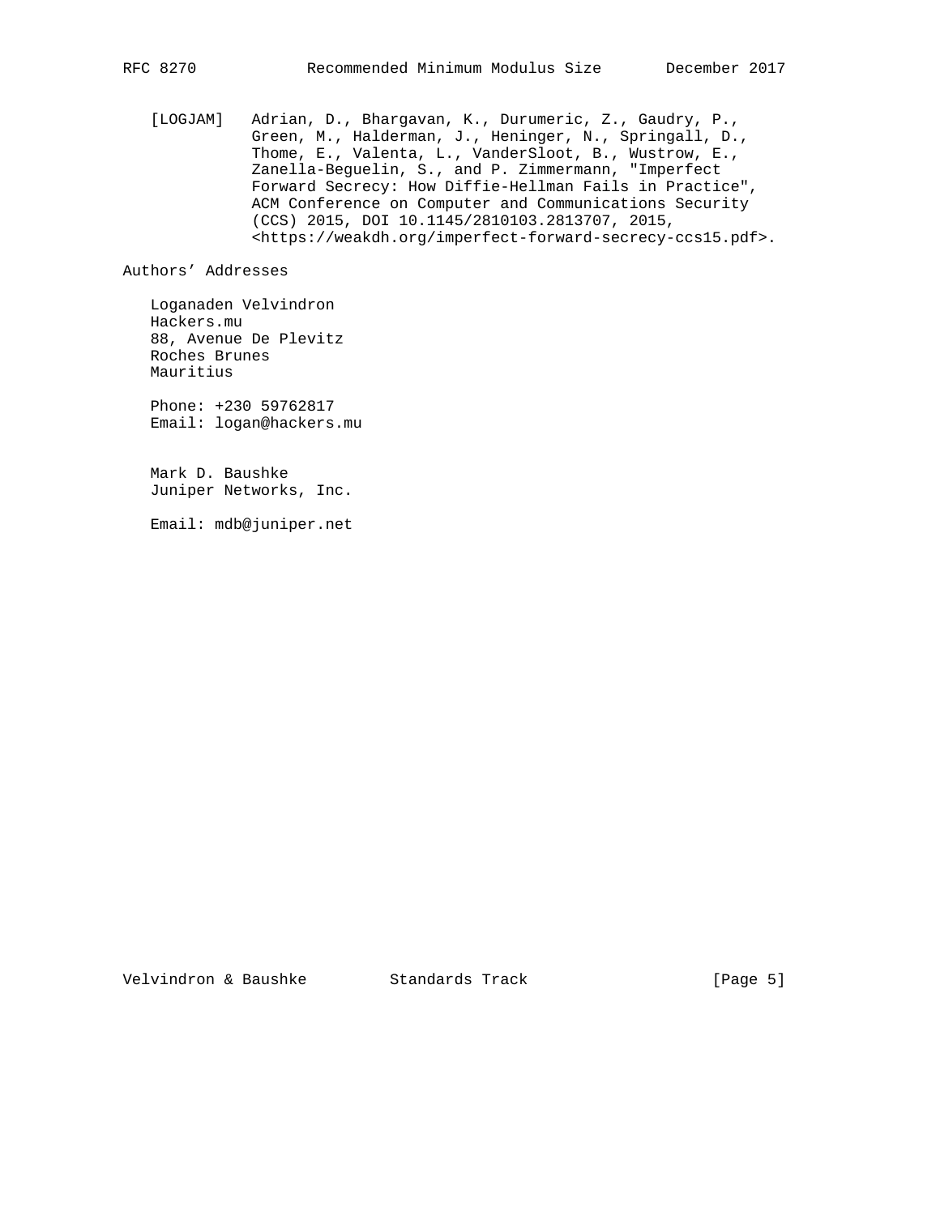[LOGJAM] Adrian, D., Bhargavan, K., Durumeric, Z., Gaudry, P., Green, M., Halderman, J., Heninger, N., Springall, D., Thome, E., Valenta, L., VanderSloot, B., Wustrow, E., Zanella-Beguelin, S., and P. Zimmermann, "Imperfect Forward Secrecy: How Diffie-Hellman Fails in Practice", ACM Conference on Computer and Communications Security (CCS) 2015, DOI 10.1145/2810103.2813707, 2015, <https://weakdh.org/imperfect-forward-secrecy-ccs15.pdf>.

## Authors' Addresses

Loganaden Velvindron
Hackers.mu
88, Avenue De Plevitz
Roches Brunes
Mauritius

Phone: +230 59762817
Email: logan@hackers.mu

Mark D. Baushke
Juniper Networks, Inc.

Email: mdb@juniper.net